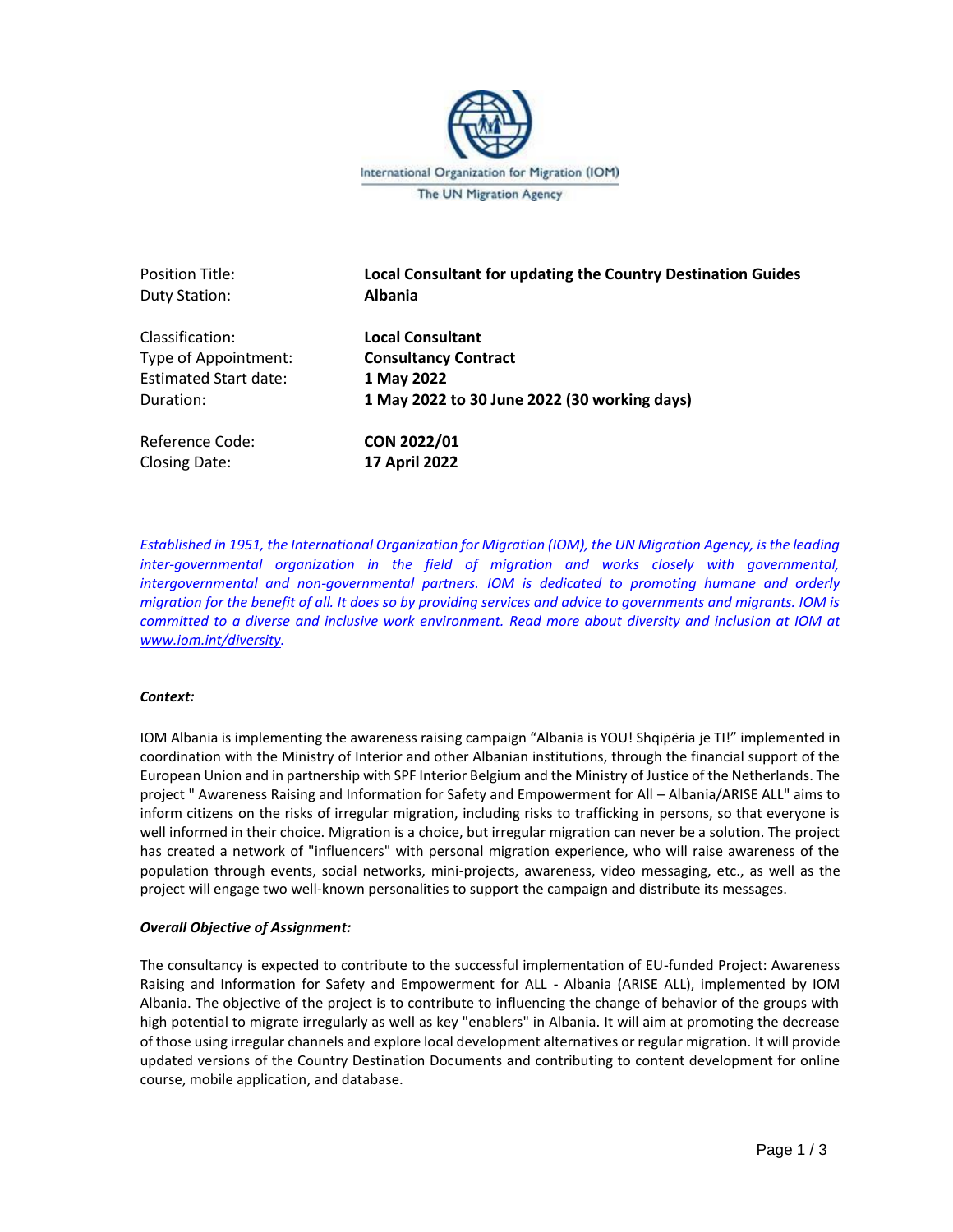International Organization for Migration (IOM)
The UN Migration Agency

| | |
|---|---|
| Position Title: | **Local Consultant for updating the Country Destination Guides** |
| Duty Station: | **Albania** |
| Classification: | **Local Consultant** |
| Type of Appointment: | **Consultancy Contract** |
| Estimated Start date: | **1 May 2022** |
| Duration: | **1 May 2022 to 30 June 2022 (30 working days)** |
| Reference Code: | **CON 2022/01** |
| Closing Date: | **17 April 2022** |

*Established in 1951, the International Organization for Migration (IOM), the UN Migration Agency, is the leading inter-governmental organization in the field of migration and works closely with governmental, intergovernmental and non-governmental partners. IOM is dedicated to promoting humane and orderly migration for the benefit of all. It does so by providing services and advice to governments and migrants. IOM is committed to a diverse and inclusive work environment. Read more about diversity and inclusion at IOM at www.iom.int/diversity.*

***Context:***

IOM Albania is implementing the awareness raising campaign "Albania is YOU! Shqipëria je TI!" implemented in coordination with the Ministry of Interior and other Albanian institutions, through the financial support of the European Union and in partnership with SPF Interior Belgium and the Ministry of Justice of the Netherlands. The project " Awareness Raising and Information for Safety and Empowerment for All – Albania/ARISE ALL" aims to inform citizens on the risks of irregular migration, including risks to trafficking in persons, so that everyone is well informed in their choice. Migration is a choice, but irregular migration can never be a solution. The project has created a network of "influencers" with personal migration experience, who will raise awareness of the population through events, social networks, mini-projects, awareness, video messaging, etc., as well as the project will engage two well-known personalities to support the campaign and distribute its messages.

***Overall Objective of Assignment:***

The consultancy is expected to contribute to the successful implementation of EU-funded Project: Awareness Raising and Information for Safety and Empowerment for ALL - Albania (ARISE ALL), implemented by IOM Albania. The objective of the project is to contribute to influencing the change of behavior of the groups with high potential to migrate irregularly as well as key "enablers" in Albania. It will aim at promoting the decrease of those using irregular channels and explore local development alternatives or regular migration. It will provide updated versions of the Country Destination Documents and contributing to content development for online course, mobile application, and database.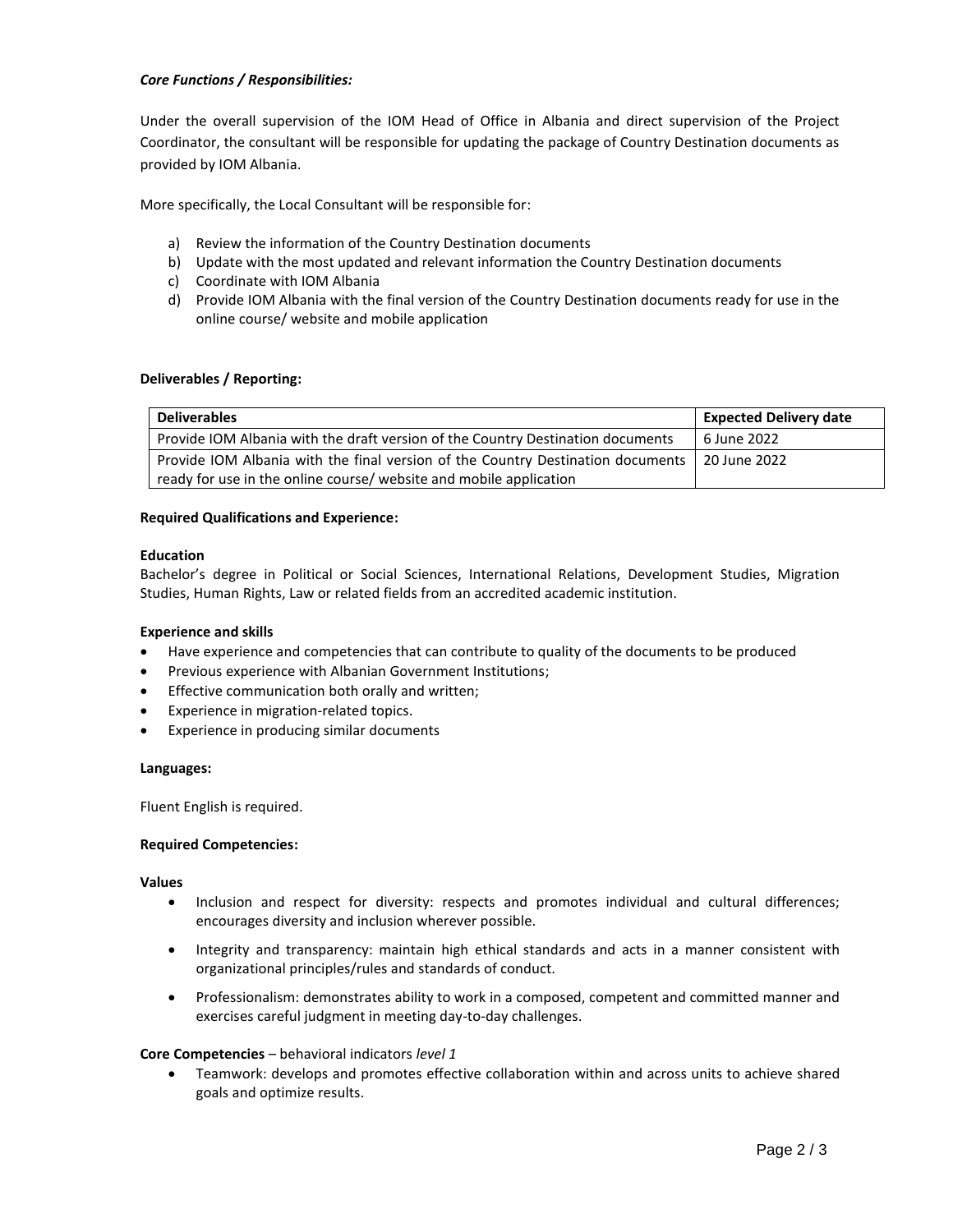***Core Functions / Responsibilities:***

Under the overall supervision of the IOM Head of Office in Albania and direct supervision of the Project Coordinator, the consultant will be responsible for updating the package of Country Destination documents as provided by IOM Albania.

More specifically, the Local Consultant will be responsible for:

a) Review the information of the Country Destination documents
b) Update with the most updated and relevant information the Country Destination documents
c) Coordinate with IOM Albania
d) Provide IOM Albania with the final version of the Country Destination documents ready for use in the online course/ website and mobile application

**Deliverables / Reporting:**

| Deliverables | Expected Delivery date |
| --- | --- |
| Provide IOM Albania with the draft version of the Country Destination documents | 6 June 2022 |
| Provide IOM Albania with the final version of the Country Destination documents ready for use in the online course/ website and mobile application | 20 June 2022 |

**Required Qualifications and Experience:**

**Education**

Bachelor's degree in Political or Social Sciences, International Relations, Development Studies, Migration Studies, Human Rights, Law or related fields from an accredited academic institution.

**Experience and skills**

- Have experience and competencies that can contribute to quality of the documents to be produced
- Previous experience with Albanian Government Institutions;
- Effective communication both orally and written;
- Experience in migration-related topics.
- Experience in producing similar documents

**Languages:**

Fluent English is required.

**Required Competencies:**

**Values**

- Inclusion and respect for diversity: respects and promotes individual and cultural differences; encourages diversity and inclusion wherever possible.
- Integrity and transparency: maintain high ethical standards and acts in a manner consistent with organizational principles/rules and standards of conduct.
- Professionalism: demonstrates ability to work in a composed, competent and committed manner and exercises careful judgment in meeting day-to-day challenges.

**Core Competencies** – behavioral indicators *level 1*

- Teamwork: develops and promotes effective collaboration within and across units to achieve shared goals and optimize results.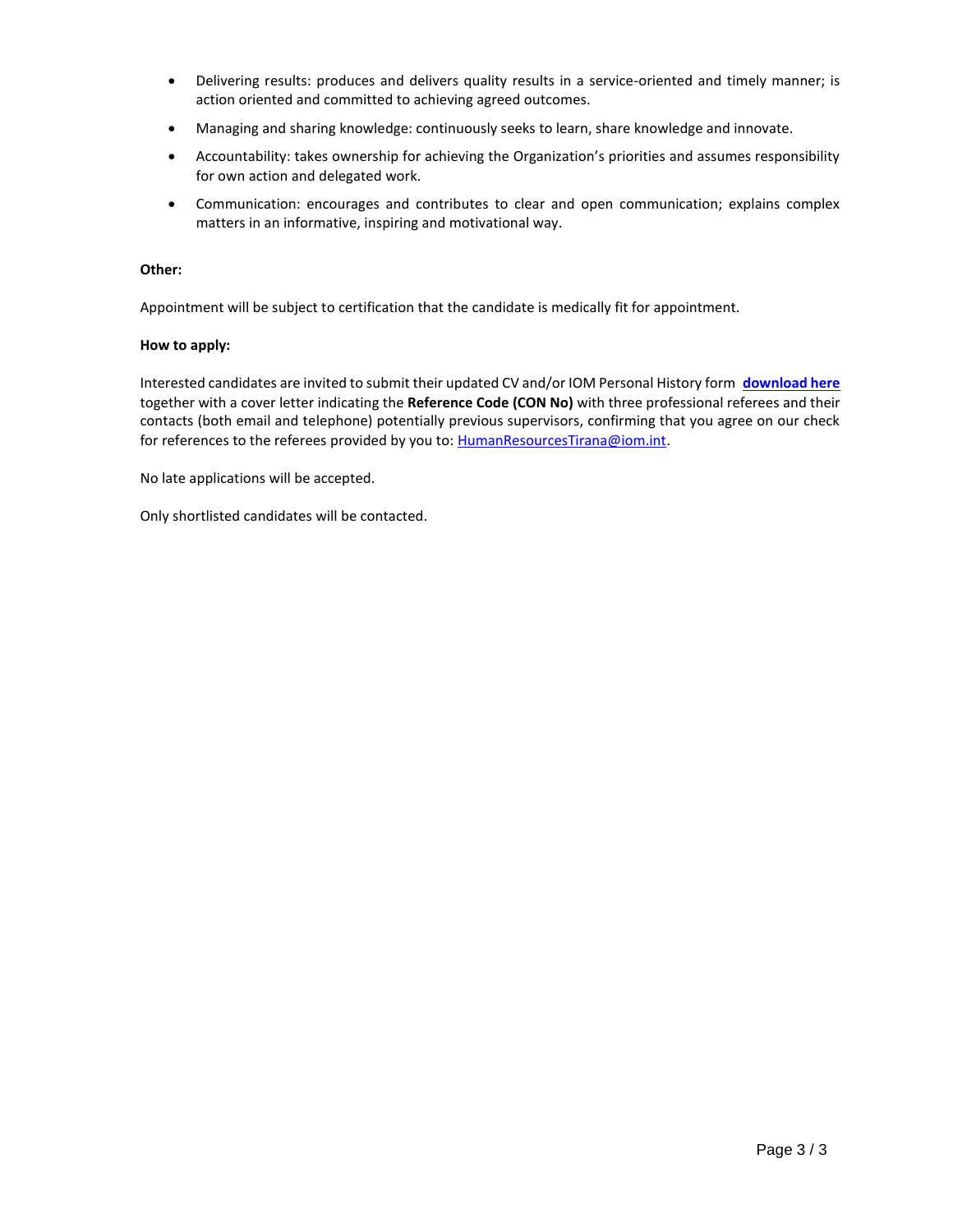- Delivering results: produces and delivers quality results in a service-oriented and timely manner; is action oriented and committed to achieving agreed outcomes.
- Managing and sharing knowledge: continuously seeks to learn, share knowledge and innovate.
- Accountability: takes ownership for achieving the Organization's priorities and assumes responsibility for own action and delegated work.
- Communication: encourages and contributes to clear and open communication; explains complex matters in an informative, inspiring and motivational way.

**Other:**

Appointment will be subject to certification that the candidate is medically fit for appointment.

**How to apply:**

Interested candidates are invited to submit their updated CV and/or IOM Personal History form **download here** together with a cover letter indicating the **Reference Code (CON No)** with three professional referees and their contacts (both email and telephone) potentially previous supervisors, confirming that you agree on our check for references to the referees provided by you to: HumanResourcesTirana@iom.int.

No late applications will be accepted.

Only shortlisted candidates will be contacted.